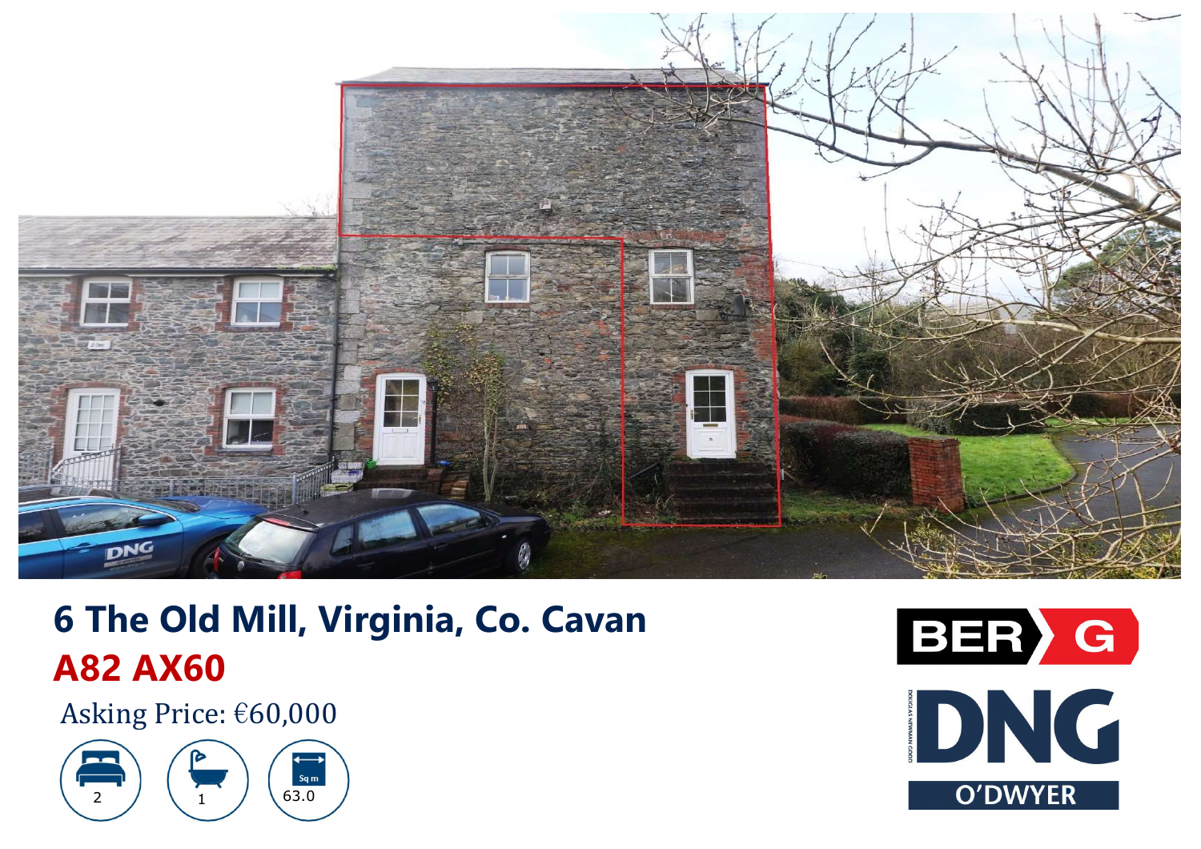# 6 The Old Mill, Virginia, Co. Cavan

## A82 AX60

Asking Price: €60,000

- 2 (Bedrooms)
- 1 (Bathrooms)
- Sq m 63.0

BER G

DNG O'DWYER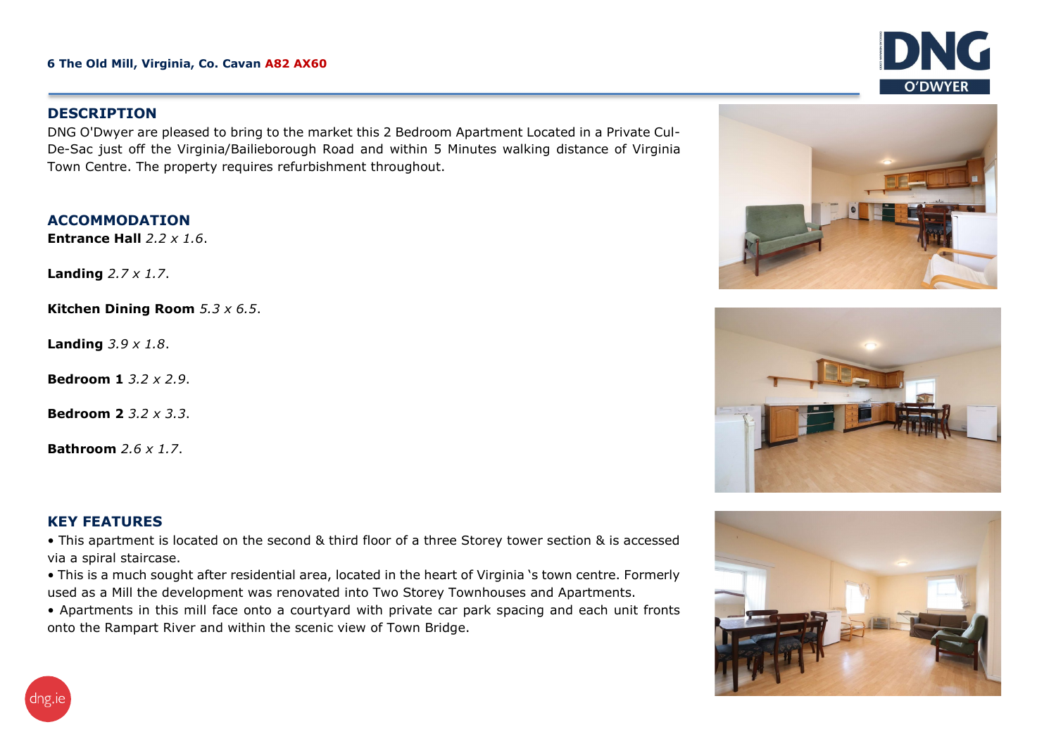**6 The Old Mill, Virginia, Co. Cavan A82 AX60**

## DESCRIPTION

DNG O'Dwyer are pleased to bring to the market this 2 Bedroom Apartment Located in a Private Cul-De-Sac just off the Virginia/Bailieborough Road and within 5 Minutes walking distance of Virginia Town Centre. The property requires refurbishment throughout.

## ACCOMMODATION

**Entrance Hall** *2.2 x 1.6*.

**Landing** *2.7 x 1.7*.

**Kitchen Dining Room** *5.3 x 6.5*.

**Landing** *3.9 x 1.8*.

**Bedroom 1** *3.2 x 2.9*.

**Bedroom 2** *3.2 x 3.3*.

**Bathroom** *2.6 x 1.7*.

## KEY FEATURES

- This apartment is located on the second & third floor of a three Storey tower section & is accessed via a spiral staircase.
- This is a much sought after residential area, located in the heart of Virginia 's town centre. Formerly used as a Mill the development was renovated into Two Storey Townhouses and Apartments.
- Apartments in this mill face onto a courtyard with private car park spacing and each unit fronts onto the Rampart River and within the scenic view of Town Bridge.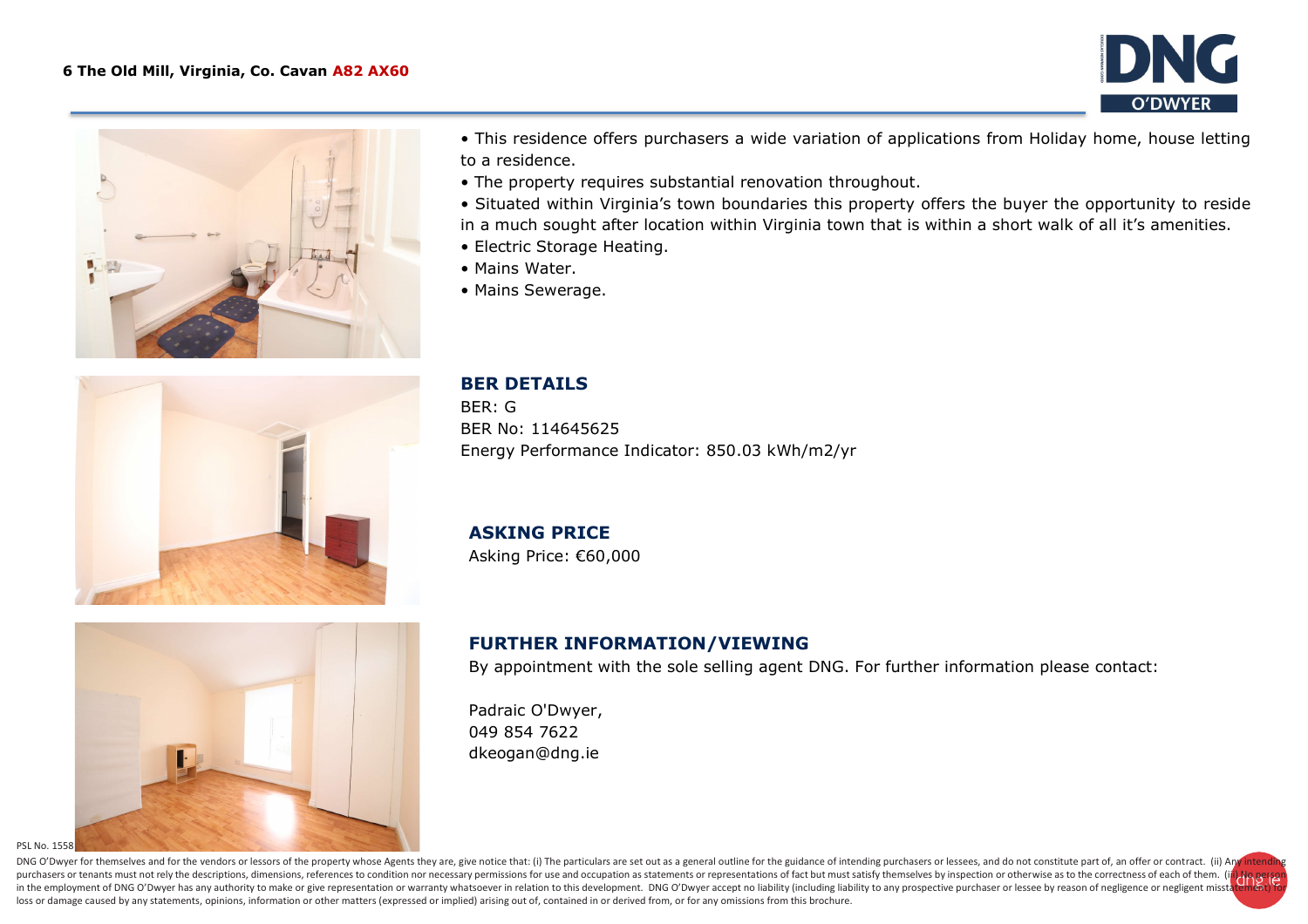6 The Old Mill, Virginia, Co. Cavan A82 AX60

- This residence offers purchasers a wide variation of applications from Holiday home, house letting to a residence.
- The property requires substantial renovation throughout.
- Situated within Virginia's town boundaries this property offers the buyer the opportunity to reside in a much sought after location within Virginia town that is within a short walk of all it's amenities.
- Electric Storage Heating.
- Mains Water.
- Mains Sewerage.

## BER DETAILS

BER: G
BER No: 114645625
Energy Performance Indicator: 850.03 kWh/m2/yr

## ASKING PRICE

Asking Price: €60,000

## FURTHER INFORMATION/VIEWING

By appointment with the sole selling agent DNG. For further information please contact:

Padraic O'Dwyer,
049 854 7622
dkeogan@dng.ie

PSL No. 1558

DNG O'Dwyer for themselves and for the vendors or lessors of the property whose Agents they are, give notice that: (i) The particulars are set out as a general outline for the guidance of intending purchasers or lessees, and do not constitute part of, an offer or contract. (ii) Any intending purchasers or tenants must not rely the descriptions, dimensions, references to condition nor necessary permissions for use and occupation as statements or representations of fact but must satisfy themselves by inspection or otherwise as to the correctness of each of them. (iii) No person in the employment of DNG O'Dwyer has any authority to make or give representation or warranty whatsoever in relation to this development. DNG O'Dwyer accept no liability (including liability to any prospective purchaser or lessee by reason of negligence or negligent misstatement) for loss or damage caused by any statements, opinions, information or other matters (expressed or implied) arising out of, contained in or derived from, or for any omissions from this brochure.